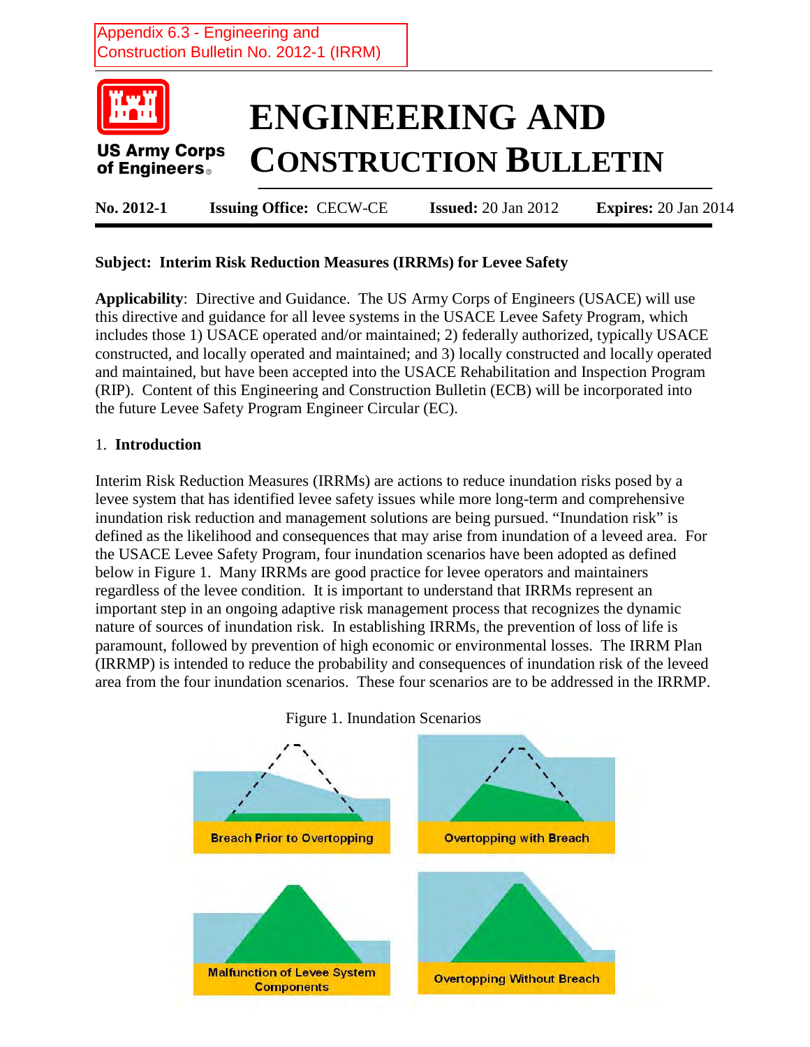Appendix 6.3 - Engineering and Construction Bulletin No. 2012-1 (IRRM)

US Army Corps of Engineers

# ENGINEERING AND CONSTRUCTION BULLETIN

**No. 2012-1** **Issuing Office:** CECW-CE **Issued:** 20 Jan 2012 **Expires:** 20 Jan 2014

**Subject: Interim Risk Reduction Measures (IRRMs) for Levee Safety**

**Applicability**: Directive and Guidance. The US Army Corps of Engineers (USACE) will use this directive and guidance for all levee systems in the USACE Levee Safety Program, which includes those 1) USACE operated and/or maintained; 2) federally authorized, typically USACE constructed, and locally operated and maintained; and 3) locally constructed and locally operated and maintained, but have been accepted into the USACE Rehabilitation and Inspection Program (RIP). Content of this Engineering and Construction Bulletin (ECB) will be incorporated into the future Levee Safety Program Engineer Circular (EC).

## 1. Introduction

Interim Risk Reduction Measures (IRRMs) are actions to reduce inundation risks posed by a levee system that has identified levee safety issues while more long-term and comprehensive inundation risk reduction and management solutions are being pursued. "Inundation risk" is defined as the likelihood and consequences that may arise from inundation of a leveed area. For the USACE Levee Safety Program, four inundation scenarios have been adopted as defined below in Figure 1. Many IRRMs are good practice for levee operators and maintainers regardless of the levee condition. It is important to understand that IRRMs represent an important step in an ongoing adaptive risk management process that recognizes the dynamic nature of sources of inundation risk. In establishing IRRMs, the prevention of loss of life is paramount, followed by prevention of high economic or environmental losses. The IRRM Plan (IRRMP) is intended to reduce the probability and consequences of inundation risk of the leveed area from the four inundation scenarios. These four scenarios are to be addressed in the IRRMP.

Figure 1. Inundation Scenarios

Breach Prior to Overtopping

Overtopping with Breach

Malfunction of Levee System Components

Overtopping Without Breach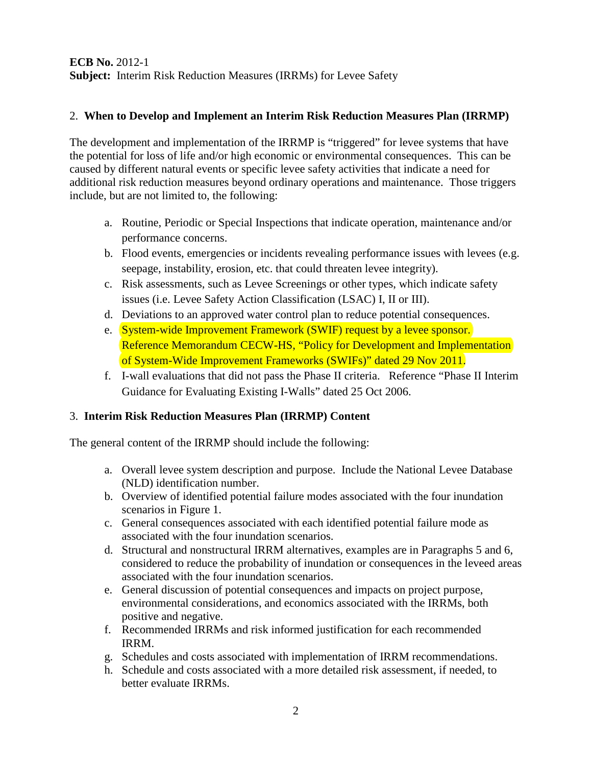**ECB No.** 2012-1
**Subject:** Interim Risk Reduction Measures (IRRMs) for Levee Safety

## 2. When to Develop and Implement an Interim Risk Reduction Measures Plan (IRRMP)

The development and implementation of the IRRMP is "triggered" for levee systems that have the potential for loss of life and/or high economic or environmental consequences. This can be caused by different natural events or specific levee safety activities that indicate a need for additional risk reduction measures beyond ordinary operations and maintenance. Those triggers include, but are not limited to, the following:

a. Routine, Periodic or Special Inspections that indicate operation, maintenance and/or performance concerns.
b. Flood events, emergencies or incidents revealing performance issues with levees (e.g. seepage, instability, erosion, etc. that could threaten levee integrity).
c. Risk assessments, such as Levee Screenings or other types, which indicate safety issues (i.e. Levee Safety Action Classification (LSAC) I, II or III).
d. Deviations to an approved water control plan to reduce potential consequences.
e. System-wide Improvement Framework (SWIF) request by a levee sponsor. Reference Memorandum CECW-HS, "Policy for Development and Implementation of System-Wide Improvement Frameworks (SWIFs)" dated 29 Nov 2011.
f. I-wall evaluations that did not pass the Phase II criteria. Reference "Phase II Interim Guidance for Evaluating Existing I-Walls" dated 25 Oct 2006.

## 3. Interim Risk Reduction Measures Plan (IRRMP) Content

The general content of the IRRMP should include the following:

a. Overall levee system description and purpose. Include the National Levee Database (NLD) identification number.
b. Overview of identified potential failure modes associated with the four inundation scenarios in Figure 1.
c. General consequences associated with each identified potential failure mode as associated with the four inundation scenarios.
d. Structural and nonstructural IRRM alternatives, examples are in Paragraphs 5 and 6, considered to reduce the probability of inundation or consequences in the leveed areas associated with the four inundation scenarios.
e. General discussion of potential consequences and impacts on project purpose, environmental considerations, and economics associated with the IRRMs, both positive and negative.
f. Recommended IRRMs and risk informed justification for each recommended IRRM.
g. Schedules and costs associated with implementation of IRRM recommendations.
h. Schedule and costs associated with a more detailed risk assessment, if needed, to better evaluate IRRMs.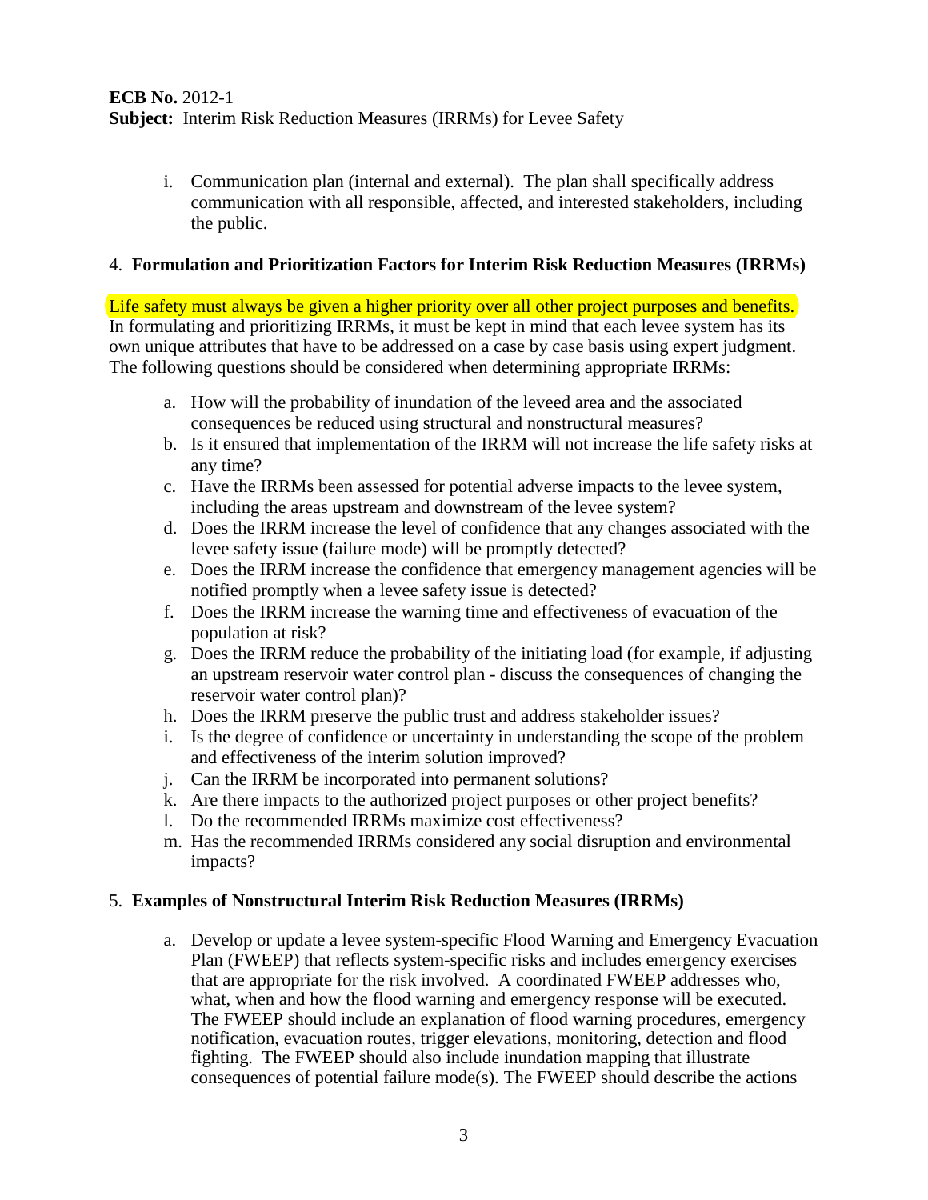i. Communication plan (internal and external). The plan shall specifically address communication with all responsible, affected, and interested stakeholders, including the public.

## 4. **Formulation and Prioritization Factors for Interim Risk Reduction Measures (IRRMs)**

Life safety must always be given a higher priority over all other project purposes and benefits. In formulating and prioritizing IRRMs, it must be kept in mind that each levee system has its own unique attributes that have to be addressed on a case by case basis using expert judgment. The following questions should be considered when determining appropriate IRRMs:

a. How will the probability of inundation of the leveed area and the associated consequences be reduced using structural and nonstructural measures?
b. Is it ensured that implementation of the IRRM will not increase the life safety risks at any time?
c. Have the IRRMs been assessed for potential adverse impacts to the levee system, including the areas upstream and downstream of the levee system?
d. Does the IRRM increase the level of confidence that any changes associated with the levee safety issue (failure mode) will be promptly detected?
e. Does the IRRM increase the confidence that emergency management agencies will be notified promptly when a levee safety issue is detected?
f. Does the IRRM increase the warning time and effectiveness of evacuation of the population at risk?
g. Does the IRRM reduce the probability of the initiating load (for example, if adjusting an upstream reservoir water control plan - discuss the consequences of changing the reservoir water control plan)?
h. Does the IRRM preserve the public trust and address stakeholder issues?
i. Is the degree of confidence or uncertainty in understanding the scope of the problem and effectiveness of the interim solution improved?
j. Can the IRRM be incorporated into permanent solutions?
k. Are there impacts to the authorized project purposes or other project benefits?
l. Do the recommended IRRMs maximize cost effectiveness?
m. Has the recommended IRRMs considered any social disruption and environmental impacts?

## 5. **Examples of Nonstructural Interim Risk Reduction Measures (IRRMs)**

a. Develop or update a levee system-specific Flood Warning and Emergency Evacuation Plan (FWEEP) that reflects system-specific risks and includes emergency exercises that are appropriate for the risk involved. A coordinated FWEEP addresses who, what, when and how the flood warning and emergency response will be executed. The FWEEP should include an explanation of flood warning procedures, emergency notification, evacuation routes, trigger elevations, monitoring, detection and flood fighting. The FWEEP should also include inundation mapping that illustrate consequences of potential failure mode(s). The FWEEP should describe the actions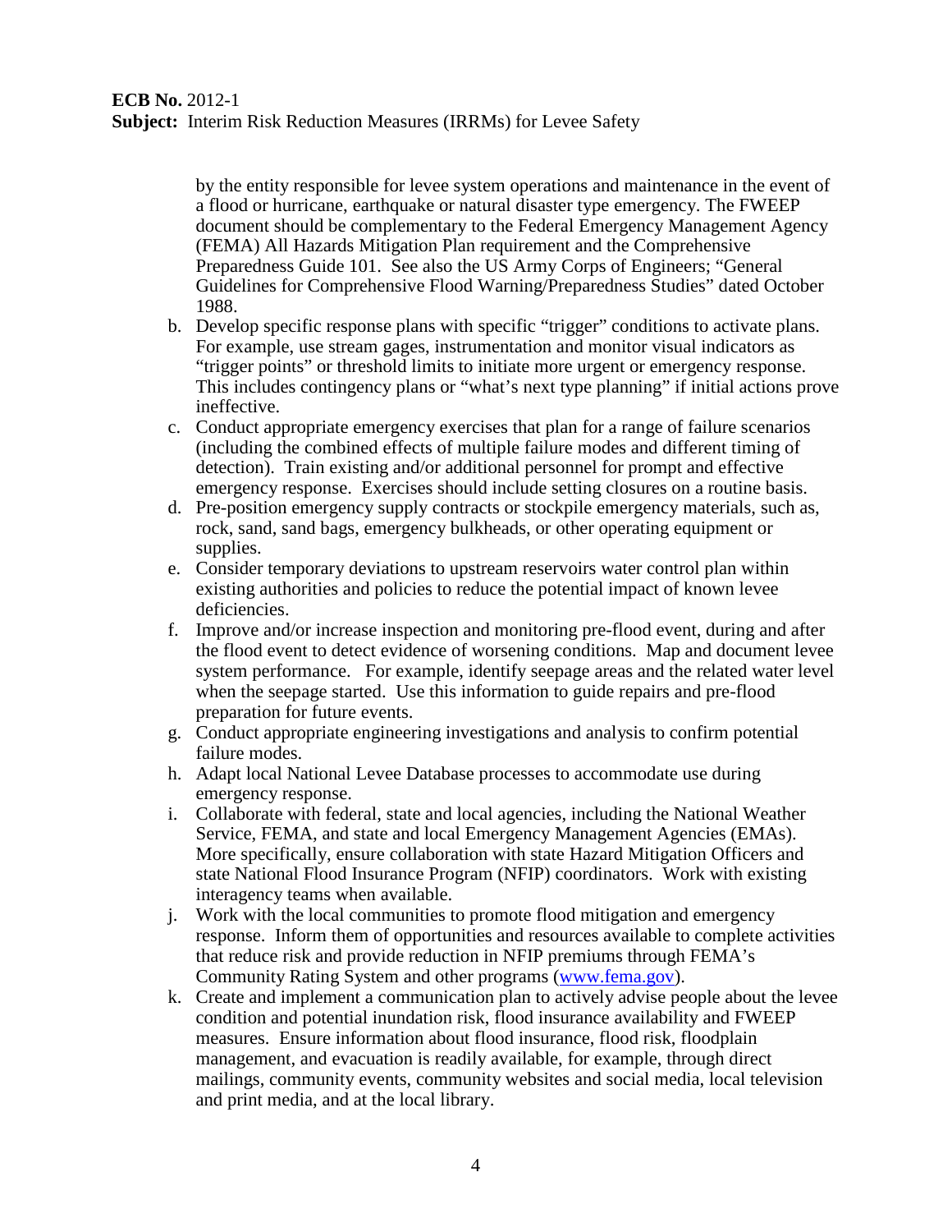by the entity responsible for levee system operations and maintenance in the event of a flood or hurricane, earthquake or natural disaster type emergency. The FWEEP document should be complementary to the Federal Emergency Management Agency (FEMA) All Hazards Mitigation Plan requirement and the Comprehensive Preparedness Guide 101. See also the US Army Corps of Engineers; "General Guidelines for Comprehensive Flood Warning/Preparedness Studies" dated October 1988.

b. Develop specific response plans with specific "trigger" conditions to activate plans. For example, use stream gages, instrumentation and monitor visual indicators as "trigger points" or threshold limits to initiate more urgent or emergency response. This includes contingency plans or "what's next type planning" if initial actions prove ineffective.

c. Conduct appropriate emergency exercises that plan for a range of failure scenarios (including the combined effects of multiple failure modes and different timing of detection). Train existing and/or additional personnel for prompt and effective emergency response. Exercises should include setting closures on a routine basis.

d. Pre-position emergency supply contracts or stockpile emergency materials, such as, rock, sand, sand bags, emergency bulkheads, or other operating equipment or supplies.

e. Consider temporary deviations to upstream reservoirs water control plan within existing authorities and policies to reduce the potential impact of known levee deficiencies.

f. Improve and/or increase inspection and monitoring pre-flood event, during and after the flood event to detect evidence of worsening conditions. Map and document levee system performance. For example, identify seepage areas and the related water level when the seepage started. Use this information to guide repairs and pre-flood preparation for future events.

g. Conduct appropriate engineering investigations and analysis to confirm potential failure modes.

h. Adapt local National Levee Database processes to accommodate use during emergency response.

i. Collaborate with federal, state and local agencies, including the National Weather Service, FEMA, and state and local Emergency Management Agencies (EMAs). More specifically, ensure collaboration with state Hazard Mitigation Officers and state National Flood Insurance Program (NFIP) coordinators. Work with existing interagency teams when available.

j. Work with the local communities to promote flood mitigation and emergency response. Inform them of opportunities and resources available to complete activities that reduce risk and provide reduction in NFIP premiums through FEMA's Community Rating System and other programs (www.fema.gov).

k. Create and implement a communication plan to actively advise people about the levee condition and potential inundation risk, flood insurance availability and FWEEP measures. Ensure information about flood insurance, flood risk, floodplain management, and evacuation is readily available, for example, through direct mailings, community events, community websites and social media, local television and print media, and at the local library.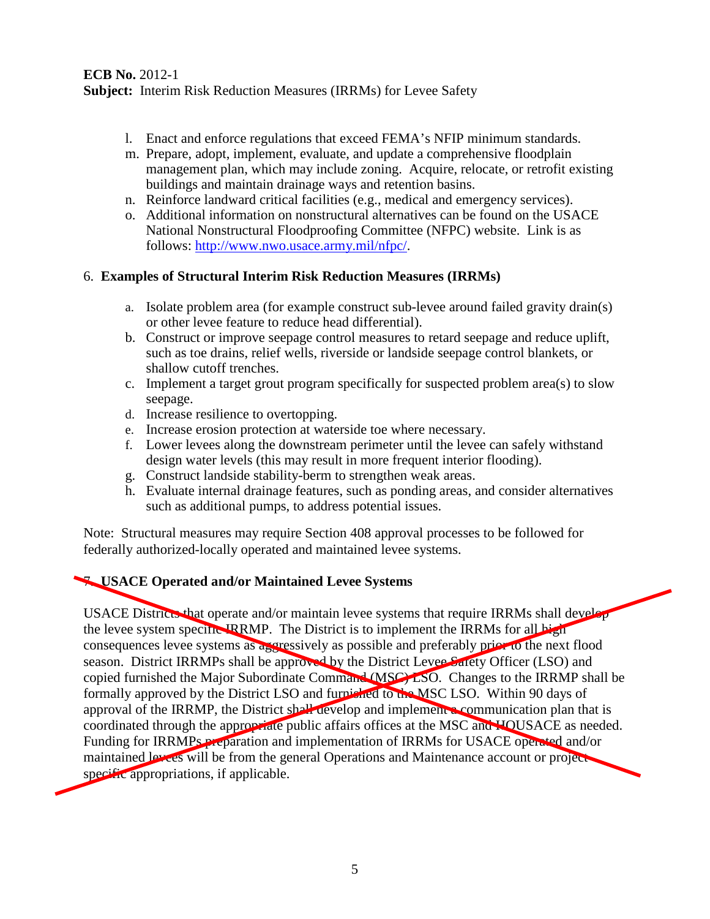l. Enact and enforce regulations that exceed FEMA's NFIP minimum standards.
m. Prepare, adopt, implement, evaluate, and update a comprehensive floodplain management plan, which may include zoning. Acquire, relocate, or retrofit existing buildings and maintain drainage ways and retention basins.
n. Reinforce landward critical facilities (e.g., medical and emergency services).
o. Additional information on nonstructural alternatives can be found on the USACE National Nonstructural Floodproofing Committee (NFPC) website. Link is as follows: http://www.nwo.usace.army.mil/nfpc/.

6. **Examples of Structural Interim Risk Reduction Measures (IRRMs)**

a. Isolate problem area (for example construct sub-levee around failed gravity drain(s) or other levee feature to reduce head differential).
b. Construct or improve seepage control measures to retard seepage and reduce uplift, such as toe drains, relief wells, riverside or landside seepage control blankets, or shallow cutoff trenches.
c. Implement a target grout program specifically for suspected problem area(s) to slow seepage.
d. Increase resilience to overtopping.
e. Increase erosion protection at waterside toe where necessary.
f. Lower levees along the downstream perimeter until the levee can safely withstand design water levels (this may result in more frequent interior flooding).
g. Construct landside stability-berm to strengthen weak areas.
h. Evaluate internal drainage features, such as ponding areas, and consider alternatives such as additional pumps, to address potential issues.

Note: Structural measures may require Section 408 approval processes to be followed for federally authorized-locally operated and maintained levee systems.

7. **USACE Operated and/or Maintained Levee Systems**

USACE Districts that operate and/or maintain levee systems that require IRRMs shall develop the levee system specific IRRMP. The District is to implement the IRRMs for all high consequences levee systems as aggressively as possible and preferably prior to the next flood season. District IRRMPs shall be approved by the District Levee Safety Officer (LSO) and copied furnished the Major Subordinate Command (MSC) LSO. Changes to the IRRMP shall be formally approved by the District LSO and furnished to the MSC LSO. Within 90 days of approval of the IRRMP, the District shall develop and implement a communication plan that is coordinated through the appropriate public affairs offices at the MSC and HQUSACE as needed. Funding for IRRMPs preparation and implementation of IRRMs for USACE operated and/or maintained levees will be from the general Operations and Maintenance account or project specific appropriations, if applicable.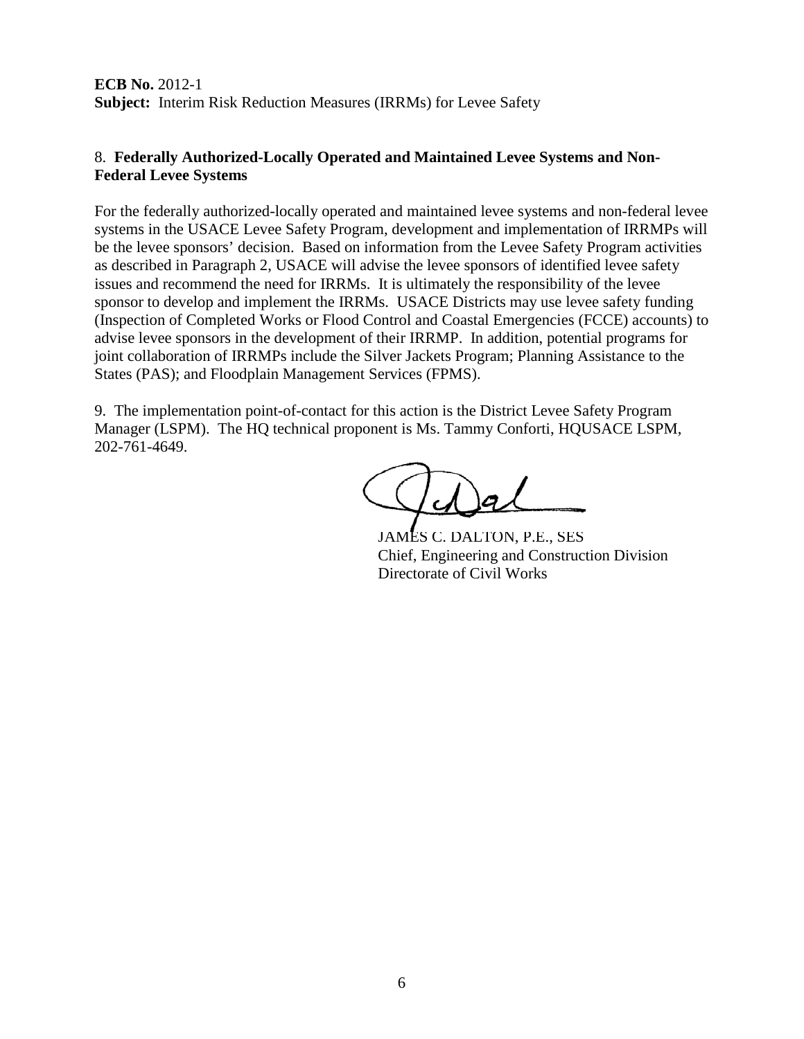**ECB No.** 2012-1
**Subject:** Interim Risk Reduction Measures (IRRMs) for Levee Safety

8. **Federally Authorized-Locally Operated and Maintained Levee Systems and Non-Federal Levee Systems**

For the federally authorized-locally operated and maintained levee systems and non-federal levee systems in the USACE Levee Safety Program, development and implementation of IRRMPs will be the levee sponsors' decision. Based on information from the Levee Safety Program activities as described in Paragraph 2, USACE will advise the levee sponsors of identified levee safety issues and recommend the need for IRRMs. It is ultimately the responsibility of the levee sponsor to develop and implement the IRRMs. USACE Districts may use levee safety funding (Inspection of Completed Works or Flood Control and Coastal Emergencies (FCCE) accounts) to advise levee sponsors in the development of their IRRMP. In addition, potential programs for joint collaboration of IRRMPs include the Silver Jackets Program; Planning Assistance to the States (PAS); and Floodplain Management Services (FPMS).

9. The implementation point-of-contact for this action is the District Levee Safety Program Manager (LSPM). The HQ technical proponent is Ms. Tammy Conforti, HQUSACE LSPM, 202-761-4649.

JAMES C. DALTON, P.E., SES
Chief, Engineering and Construction Division
Directorate of Civil Works